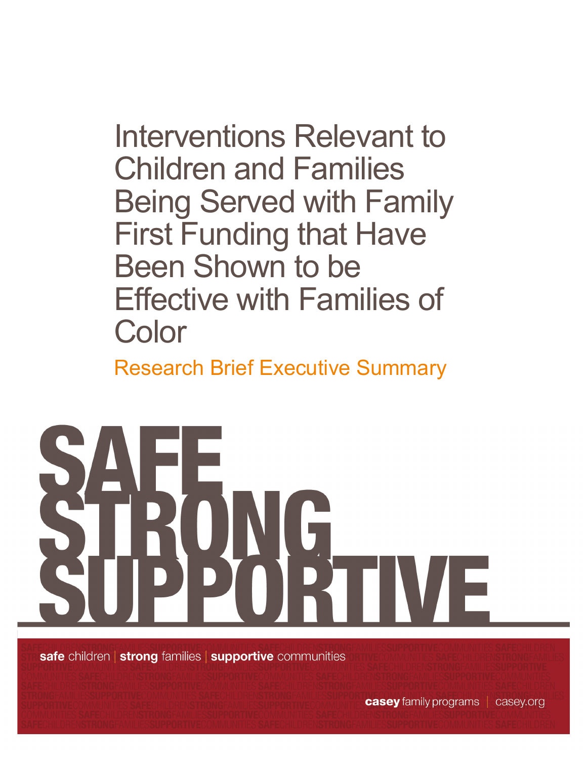# Interventions Relevant to Children and Families Being Served with Family First Funding that Have Been Shown to be Effective with Families of Color

## Research Brief Executive Summary

SAFE
STRONG
SUPPORTIVE

**safe** children | **strong** families | **supportive** communities

**casey** family programs | casey.org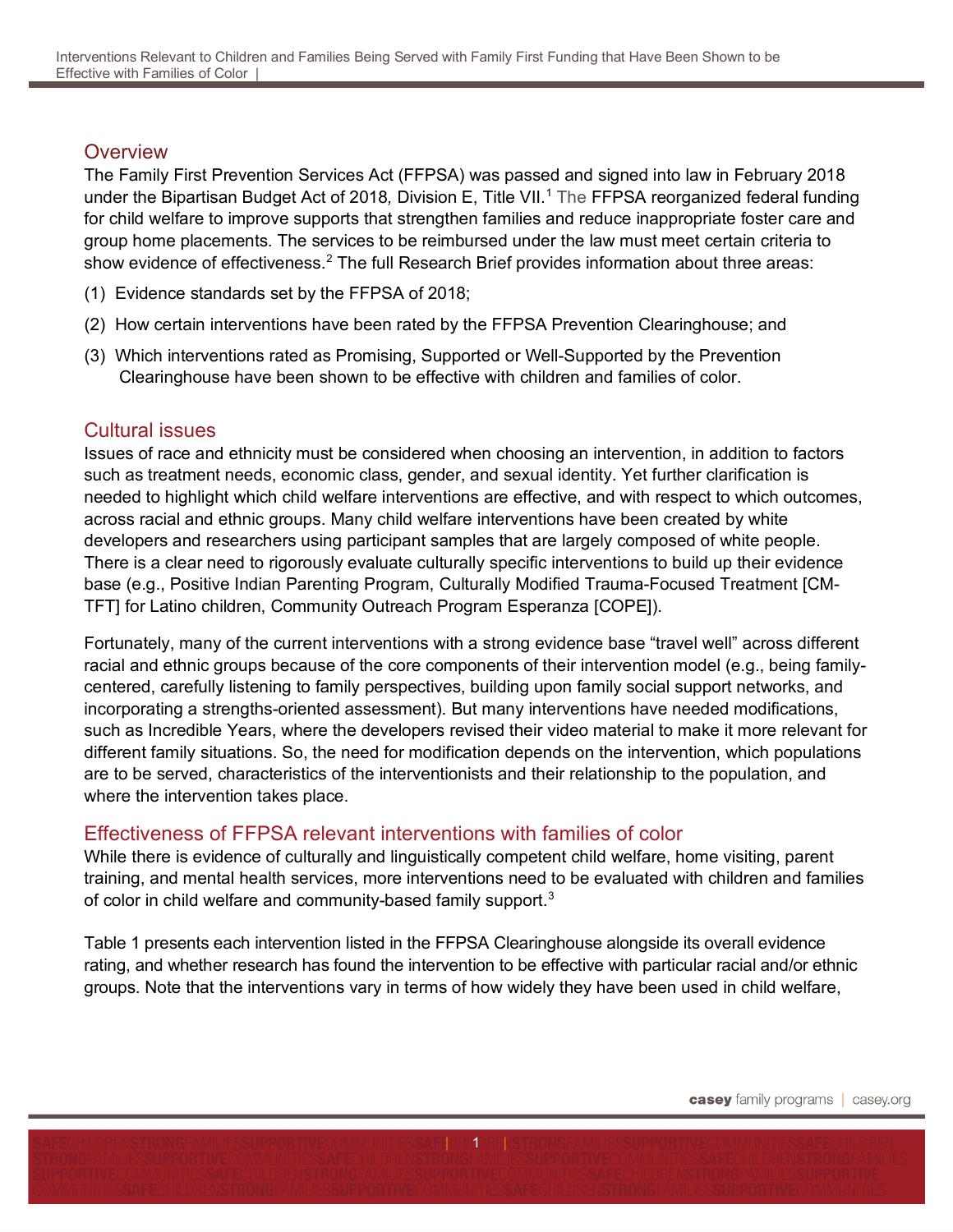## Overview

The Family First Prevention Services Act (FFPSA) was passed and signed into law in February 2018 under the Bipartisan Budget Act of 2018, Division E, Title VII.[1] The FFPSA reorganized federal funding for child welfare to improve supports that strengthen families and reduce inappropriate foster care and group home placements. The services to be reimbursed under the law must meet certain criteria to show evidence of effectiveness.[2] The full Research Brief provides information about three areas:

(1) Evidence standards set by the FFPSA of 2018;

(2) How certain interventions have been rated by the FFPSA Prevention Clearinghouse; and

(3) Which interventions rated as Promising, Supported or Well-Supported by the Prevention Clearinghouse have been shown to be effective with children and families of color.

## Cultural issues

Issues of race and ethnicity must be considered when choosing an intervention, in addition to factors such as treatment needs, economic class, gender, and sexual identity. Yet further clarification is needed to highlight which child welfare interventions are effective, and with respect to which outcomes, across racial and ethnic groups. Many child welfare interventions have been created by white developers and researchers using participant samples that are largely composed of white people. There is a clear need to rigorously evaluate culturally specific interventions to build up their evidence base (e.g., Positive Indian Parenting Program, Culturally Modified Trauma-Focused Treatment [CM-TFT] for Latino children, Community Outreach Program Esperanza [COPE]).

Fortunately, many of the current interventions with a strong evidence base "travel well" across different racial and ethnic groups because of the core components of their intervention model (e.g., being family-centered, carefully listening to family perspectives, building upon family social support networks, and incorporating a strengths-oriented assessment). But many interventions have needed modifications, such as Incredible Years, where the developers revised their video material to make it more relevant for different family situations. So, the need for modification depends on the intervention, which populations are to be served, characteristics of the interventionists and their relationship to the population, and where the intervention takes place.

## Effectiveness of FFPSA relevant interventions with families of color

While there is evidence of culturally and linguistically competent child welfare, home visiting, parent training, and mental health services, more interventions need to be evaluated with children and families of color in child welfare and community-based family support.[3]

Table 1 presents each intervention listed in the FFPSA Clearinghouse alongside its overall evidence rating, and whether research has found the intervention to be effective with particular racial and/or ethnic groups. Note that the interventions vary in terms of how widely they have been used in child welfare,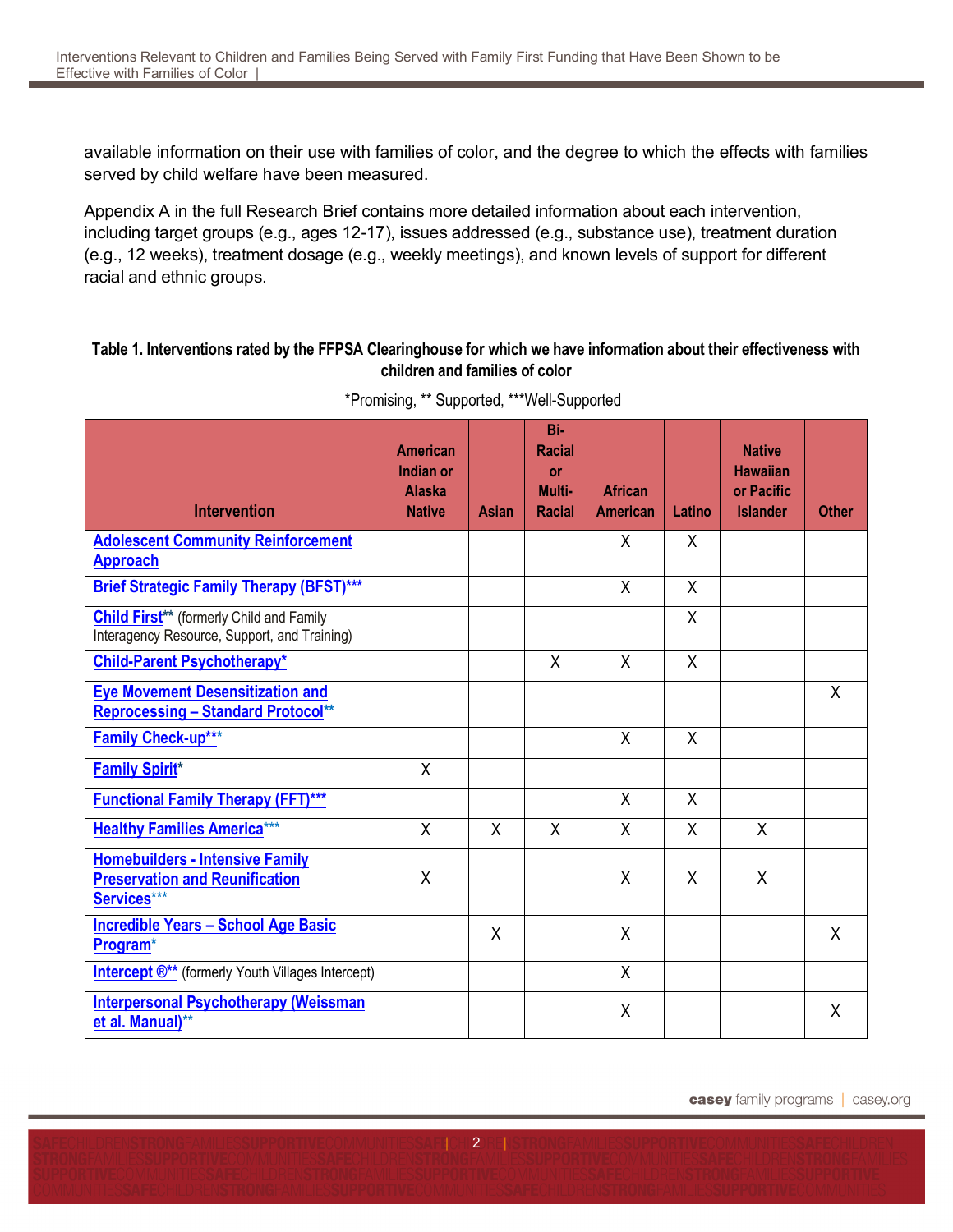available information on their use with families of color, and the degree to which the effects with families served by child welfare have been measured.

Appendix A in the full Research Brief contains more detailed information about each intervention, including target groups (e.g., ages 12-17), issues addressed (e.g., substance use), treatment duration (e.g., 12 weeks), treatment dosage (e.g., weekly meetings), and known levels of support for different racial and ethnic groups.

**Table 1. Interventions rated by the FFPSA Clearinghouse for which we have information about their effectiveness with children and families of color**

*Promising, ** Supported, ***Well-Supported

| Intervention | American Indian or Alaska Native | Asian | Bi-Racial or Multi-Racial | African American | Latino | Native Hawaiian or Pacific Islander | Other |
|---|---|---|---|---|---|---|---|
| Adolescent Community Reinforcement Approach | | | | X | X | | |
| Brief Strategic Family Therapy (BFST)*** | | | | X | X | | |
| Child First** (formerly Child and Family Interagency Resource, Support, and Training) | | | | | X | | |
| Child-Parent Psychotherapy* | | | X | X | X | | |
| Eye Movement Desensitization and Reprocessing – Standard Protocol** | | | | | | | X |
| Family Check-up*** | | | | X | X | | |
| Family Spirit* | X | | | | | | |
| Functional Family Therapy (FFT)*** | | | | X | X | | |
| Healthy Families America*** | X | X | X | X | X | X | |
| Homebuilders - Intensive Family Preservation and Reunification Services*** | X | | | X | X | X | |
| Incredible Years – School Age Basic Program* | | X | | X | | | X |
| Intercept ®** (formerly Youth Villages Intercept) | | | | X | | | |
| Interpersonal Psychotherapy (Weissman et al. Manual)** | | | | X | | | X |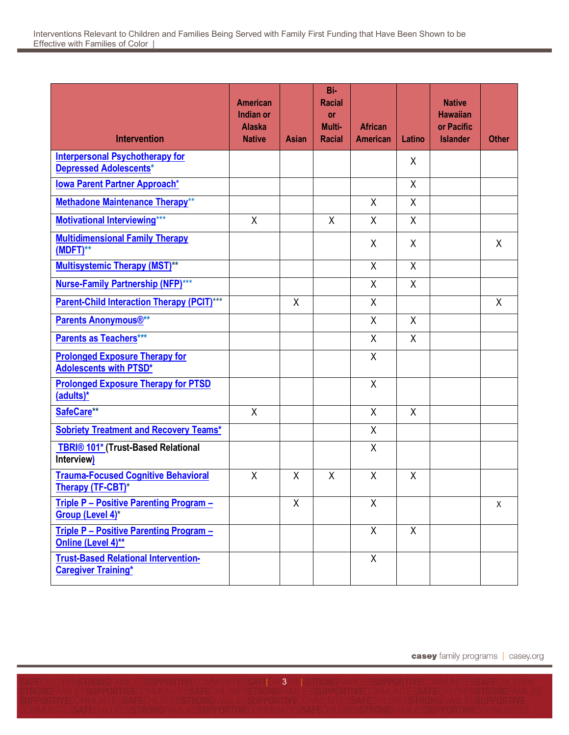| Intervention | American Indian or Alaska Native | Asian | Bi-Racial or Multi-Racial | African American | Latino | Native Hawaiian or Pacific Islander | Other |
|---|---|---|---|---|---|---|---|
| Interpersonal Psychotherapy for Depressed Adolescents* | | | | | X | | |
| Iowa Parent Partner Approach* | | | | | X | | |
| Methadone Maintenance Therapy** | | | | X | X | | |
| Motivational Interviewing*** | X | | X | X | X | | |
| Multidimensional Family Therapy (MDFT)** | | | | X | X | | X |
| Multisystemic Therapy (MST)** | | | | X | X | | |
| Nurse-Family Partnership (NFP)*** | | | | X | X | | |
| Parent-Child Interaction Therapy (PCIT)*** | | X | | X | | | X |
| Parents Anonymous®** | | | | X | X | | |
| Parents as Teachers*** | | | | X | X | | |
| Prolonged Exposure Therapy for Adolescents with PTSD* | | | | X | | | |
| Prolonged Exposure Therapy for PTSD (adults)* | | | | X | | | |
| SafeCare** | X | | | X | X | | |
| Sobriety Treatment and Recovery Teams* | | | | X | | | |
| TBRI® 101* (Trust-Based Relational Interview) | | | | X | | | |
| Trauma-Focused Cognitive Behavioral Therapy (TF-CBT)* | X | X | X | X | X | | |
| Triple P – Positive Parenting Program – Group (Level 4)* | | X | | X | | | x |
| Triple P – Positive Parenting Program – Online (Level 4)** | | | | X | X | | |
| Trust-Based Relational Intervention-Caregiver Training* | | | | X | | | |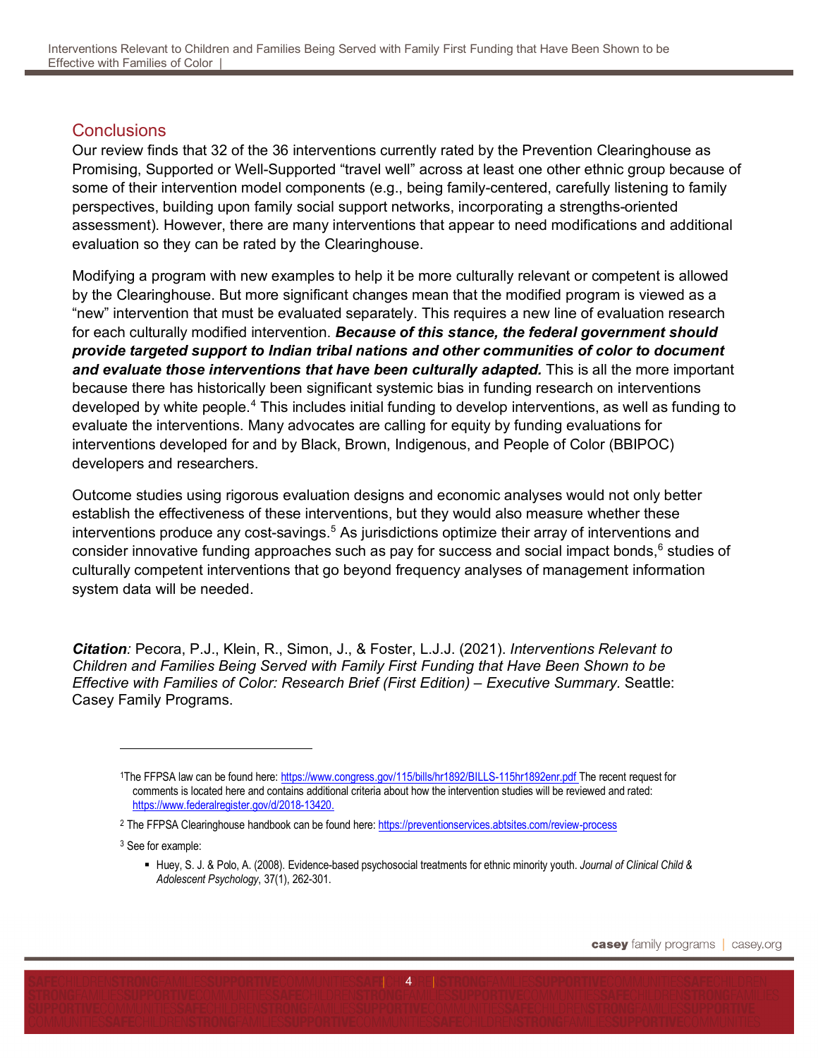## Conclusions

Our review finds that 32 of the 36 interventions currently rated by the Prevention Clearinghouse as Promising, Supported or Well-Supported "travel well" across at least one other ethnic group because of some of their intervention model components (e.g., being family-centered, carefully listening to family perspectives, building upon family social support networks, incorporating a strengths-oriented assessment). However, there are many interventions that appear to need modifications and additional evaluation so they can be rated by the Clearinghouse.

Modifying a program with new examples to help it be more culturally relevant or competent is allowed by the Clearinghouse. But more significant changes mean that the modified program is viewed as a "new" intervention that must be evaluated separately. This requires a new line of evaluation research for each culturally modified intervention. ***Because of this stance, the federal government should provide targeted support to Indian tribal nations and other communities of color to document and evaluate those interventions that have been culturally adapted.*** This is all the more important because there has historically been significant systemic bias in funding research on interventions developed by white people.[4] This includes initial funding to develop interventions, as well as funding to evaluate the interventions. Many advocates are calling for equity by funding evaluations for interventions developed for and by Black, Brown, Indigenous, and People of Color (BBIPOC) developers and researchers.

Outcome studies using rigorous evaluation designs and economic analyses would not only better establish the effectiveness of these interventions, but they would also measure whether these interventions produce any cost-savings.[5] As jurisdictions optimize their array of interventions and consider innovative funding approaches such as pay for success and social impact bonds,[6] studies of culturally competent interventions that go beyond frequency analyses of management information system data will be needed.

***Citation**:* Pecora, P.J., Klein, R., Simon, J., & Foster, L.J.J. (2021). *Interventions Relevant to Children and Families Being Served with Family First Funding that Have Been Shown to be Effective with Families of Color: Research Brief (First Edition) – Executive Summary.* Seattle: Casey Family Programs.

---

[1]The FFPSA law can be found here: https://www.congress.gov/115/bills/hr1892/BILLS-115hr1892enr.pdf The recent request for comments is located here and contains additional criteria about how the intervention studies will be reviewed and rated: https://www.federalregister.gov/d/2018-13420.

[2] The FFPSA Clearinghouse handbook can be found here: https://preventionservices.abtsites.com/review-process

[3] See for example:

- Huey, S. J. & Polo, A. (2008). Evidence-based psychosocial treatments for ethnic minority youth. *Journal of Clinical Child & Adolescent Psychology*, 37(1), 262-301.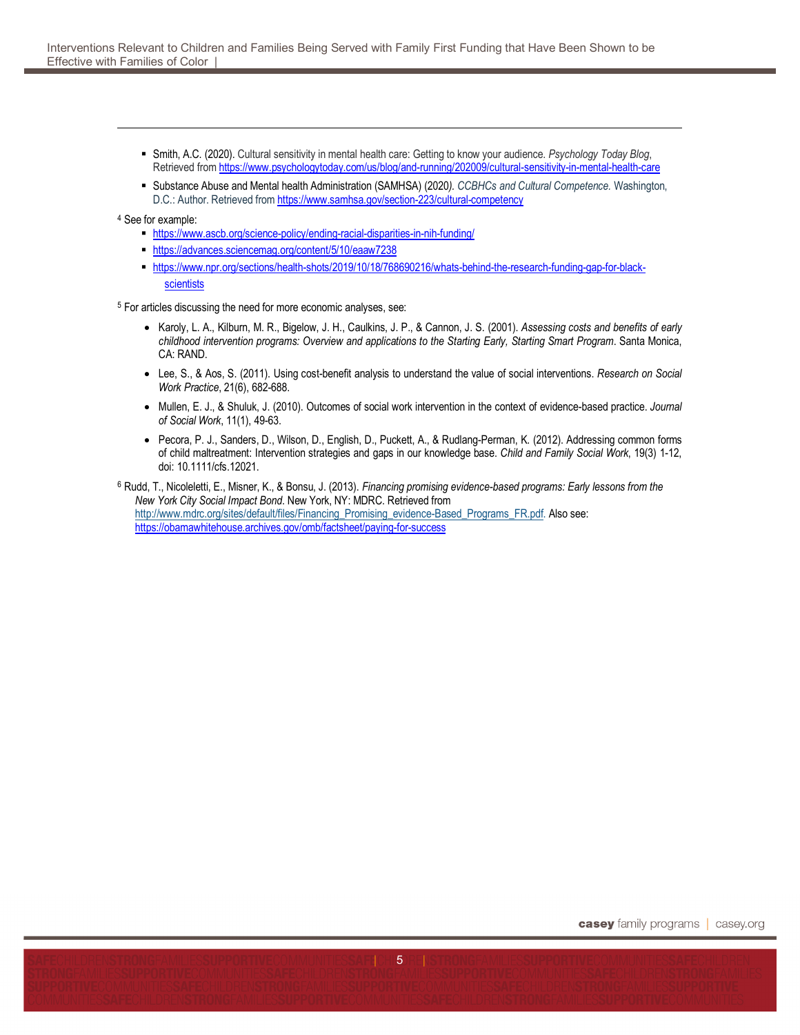- Smith, A.C. (2020). Cultural sensitivity in mental health care: Getting to know your audience. *Psychology Today Blog*, Retrieved from https://www.psychologytoday.com/us/blog/and-running/202009/cultural-sensitivity-in-mental-health-care
- Substance Abuse and Mental health Administration (SAMHSA) (2020*). CCBHCs and Cultural Competence.* Washington, D.C.: Author. Retrieved from https://www.samhsa.gov/section-223/cultural-competency

[4] See for example:

- https://www.ascb.org/science-policy/ending-racial-disparities-in-nih-funding/
- https://advances.sciencemag.org/content/5/10/eaaw7238
- https://www.npr.org/sections/health-shots/2019/10/18/768690216/whats-behind-the-research-funding-gap-for-black-scientists

[5] For articles discussing the need for more economic analyses, see:

- Karoly, L. A., Kilburn, M. R., Bigelow, J. H., Caulkins, J. P., & Cannon, J. S. (2001). *Assessing costs and benefits of early childhood intervention programs: Overview and applications to the Starting Early, Starting Smart Program*. Santa Monica, CA: RAND.
- Lee, S., & Aos, S. (2011). Using cost-benefit analysis to understand the value of social interventions. *Research on Social Work Practice*, 21(6), 682-688.
- Mullen, E. J., & Shuluk, J. (2010). Outcomes of social work intervention in the context of evidence-based practice. *Journal of Social Work*, 11(1), 49-63.
- Pecora, P. J., Sanders, D., Wilson, D., English, D., Puckett, A., & Rudlang-Perman, K. (2012). Addressing common forms of child maltreatment: Intervention strategies and gaps in our knowledge base. *Child and Family Social Work*, 19(3) 1-12, doi: 10.1111/cfs.12021.

[6] Rudd, T., Nicoleletti, E., Misner, K., & Bonsu, J. (2013). *Financing promising evidence-based programs: Early lessons from the New York City Social Impact Bond*. New York, NY: MDRC. Retrieved from http://www.mdrc.org/sites/default/files/Financing_Promising_evidence-Based_Programs_FR.pdf. Also see: https://obamawhitehouse.archives.gov/omb/factsheet/paying-for-success